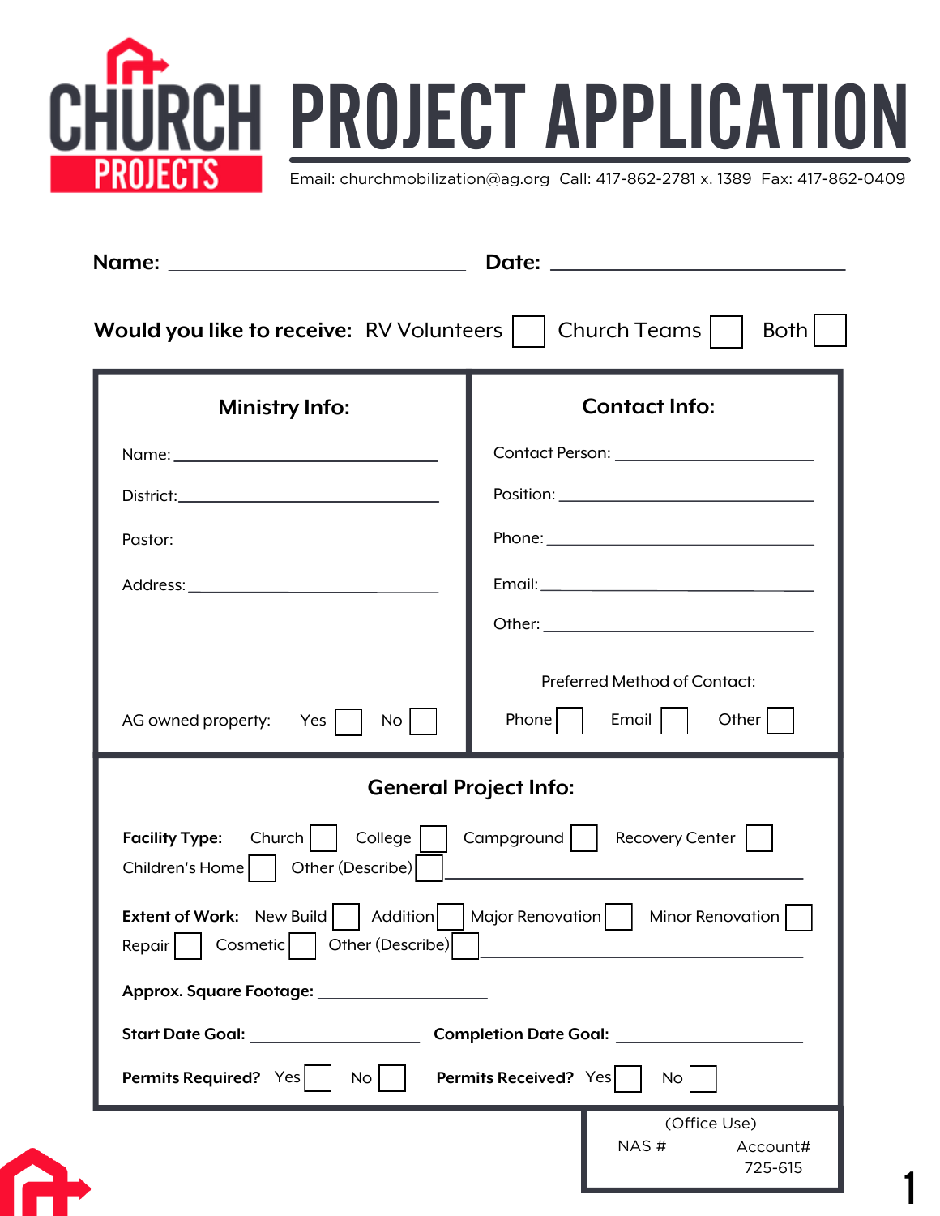# CHURCH PROJECTS — PROJECT APPLICATION

Email: churchmobilization@ag.org  Call: 417-862-2781 x. 1389  Fax: 417-862-0409

**Name:** ______________________ **Date:** ______________________

**Would you like to receive:** RV Volunteers ☐ Church Teams ☐ Both ☐

## Ministry Info:

Name: ______________________

District: ______________________

Pastor: ______________________

Address: ______________________

______________________

______________________

AG owned property: Yes ☐ No ☐

## Contact Info:

Contact Person: ______________________

Position: ______________________

Phone: ______________________

Email: ______________________

Other: ______________________

Preferred Method of Contact:

Phone ☐ Email ☐ Other ☐

## General Project Info:

**Facility Type:** Church ☐ College ☐ Campground ☐ Recovery Center ☐ Children's Home ☐ Other (Describe) ☐ ______________________

**Extent of Work:** New Build ☐ Addition ☐ Major Renovation ☐ Minor Renovation ☐ Repair ☐ Cosmetic ☐ Other (Describe) ☐ ______________________

**Approx. Square Footage:** ______________________

**Start Date Goal:** ______________________ **Completion Date Goal:** ______________________

**Permits Required?** Yes ☐ No ☐ **Permits Received?** Yes ☐ No ☐

(Office Use)
NAS # Account#
725-615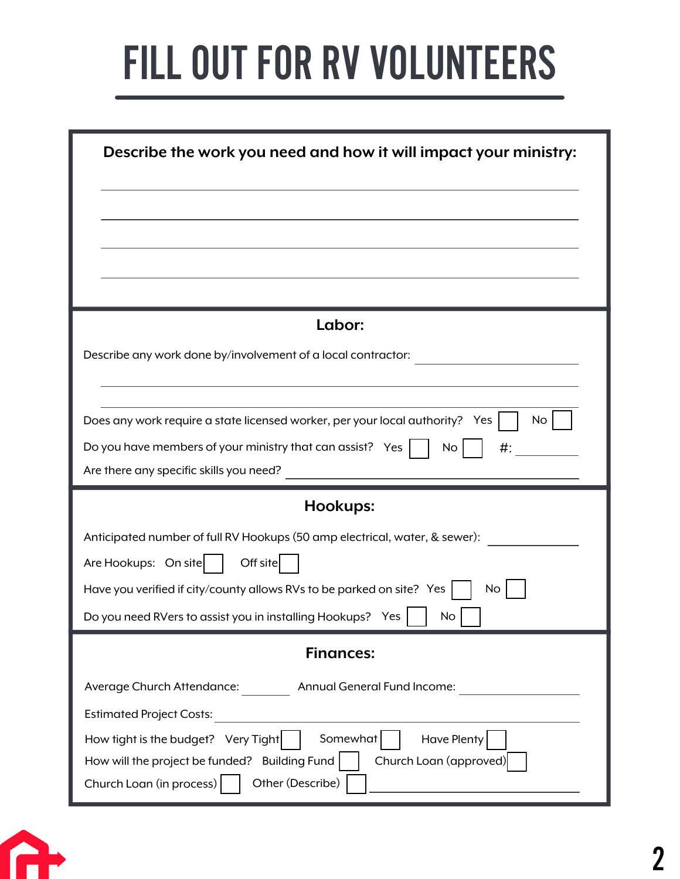# FILL OUT FOR RV VOLUNTEERS

**Describe the work you need and how it will impact your ministry:**

\_\_\_\_\_\_\_\_\_\_\_\_\_\_\_\_\_\_\_\_\_\_\_\_\_\_\_\_\_\_\_\_\_\_\_\_\_\_\_\_\_\_\_\_\_\_\_\_\_\_\_\_\_\_\_\_

\_\_\_\_\_\_\_\_\_\_\_\_\_\_\_\_\_\_\_\_\_\_\_\_\_\_\_\_\_\_\_\_\_\_\_\_\_\_\_\_\_\_\_\_\_\_\_\_\_\_\_\_\_\_\_\_

\_\_\_\_\_\_\_\_\_\_\_\_\_\_\_\_\_\_\_\_\_\_\_\_\_\_\_\_\_\_\_\_\_\_\_\_\_\_\_\_\_\_\_\_\_\_\_\_\_\_\_\_\_\_\_\_

\_\_\_\_\_\_\_\_\_\_\_\_\_\_\_\_\_\_\_\_\_\_\_\_\_\_\_\_\_\_\_\_\_\_\_\_\_\_\_\_\_\_\_\_\_\_\_\_\_\_\_\_\_\_\_\_

## Labor:

Describe any work done by/involvement of a local contractor: \_\_\_\_\_\_\_\_\_\_\_\_\_\_\_\_\_\_\_\_

\_\_\_\_\_\_\_\_\_\_\_\_\_\_\_\_\_\_\_\_\_\_\_\_\_\_\_\_\_\_\_\_\_\_\_\_\_\_\_\_\_\_\_\_\_\_\_\_\_\_\_\_\_\_\_\_

\_\_\_\_\_\_\_\_\_\_\_\_\_\_\_\_\_\_\_\_\_\_\_\_\_\_\_\_\_\_\_\_\_\_\_\_\_\_\_\_\_\_\_\_\_\_\_\_\_\_\_\_\_\_\_\_

Does any work require a state licensed worker, per your local authority? Yes ☐ No ☐

Do you have members of your ministry that can assist? Yes ☐ No ☐ #: \_\_\_\_\_\_\_\_

Are there any specific skills you need? \_\_\_\_\_\_\_\_\_\_\_\_\_\_\_\_\_\_\_\_\_\_\_\_\_\_\_\_\_\_\_\_

## Hookups:

Anticipated number of full RV Hookups (50 amp electrical, water, & sewer): \_\_\_\_\_\_\_\_\_\_

Are Hookups: On site ☐ Off site ☐

Have you verified if city/county allows RVs to be parked on site? Yes ☐ No ☐

Do you need RVers to assist you in installing Hookups? Yes ☐ No ☐

## Finances:

Average Church Attendance: \_\_\_\_\_\_\_\_ Annual General Fund Income: \_\_\_\_\_\_\_\_\_\_\_\_\_\_\_

Estimated Project Costs: \_\_\_\_\_\_\_\_\_\_\_\_\_\_\_\_\_\_\_\_\_\_\_\_\_\_\_\_\_\_\_\_\_\_\_\_\_\_\_\_\_\_\_\_

How tight is the budget? Very Tight ☐ Somewhat ☐ Have Plenty ☐

How will the project be funded? Building Fund ☐ Church Loan (approved) ☐

Church Loan (in process) ☐ Other (Describe) ☐ \_\_\_\_\_\_\_\_\_\_\_\_\_\_\_\_\_\_\_\_\_\_\_\_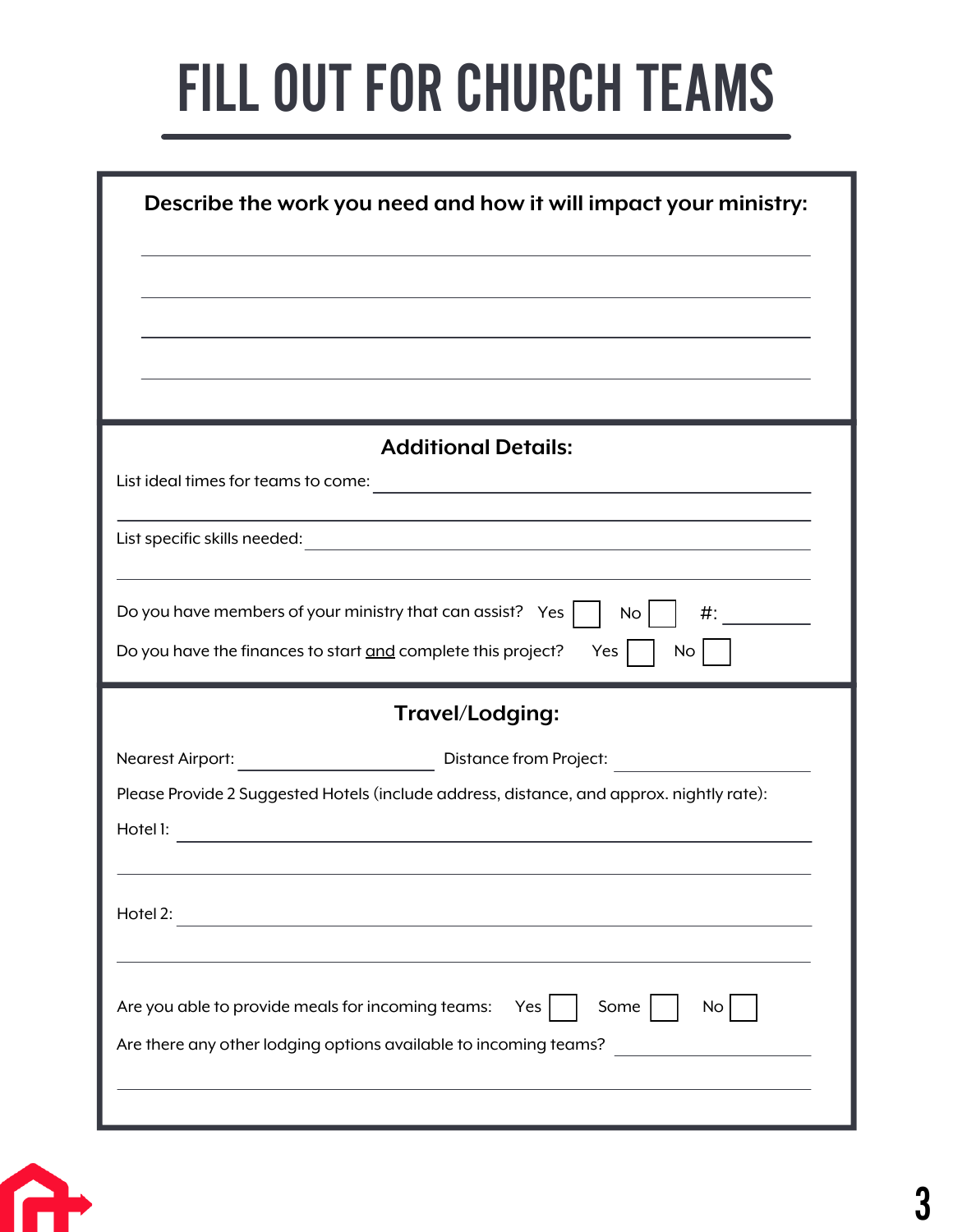# FILL OUT FOR CHURCH TEAMS

**Describe the work you need and how it will impact your ministry:**

______________________________________________

______________________________________________

______________________________________________

______________________________________________

## Additional Details:

List ideal times for teams to come: ______________________________________________

______________________________________________

List specific skills needed: ______________________________________________

______________________________________________

Do you have members of your ministry that can assist? Yes ☐ No ☐ #: ________

Do you have the finances to start <u>and</u> complete this project? Yes ☐ No ☐

## Travel/Lodging:

Nearest Airport: ____________________ Distance from Project: ____________________

Please Provide 2 Suggested Hotels (include address, distance, and approx. nightly rate):

Hotel 1: ______________________________________________

______________________________________________

Hotel 2: ______________________________________________

______________________________________________

Are you able to provide meals for incoming teams: Yes ☐ Some ☐ No ☐

Are there any other lodging options available to incoming teams? ____________________

______________________________________________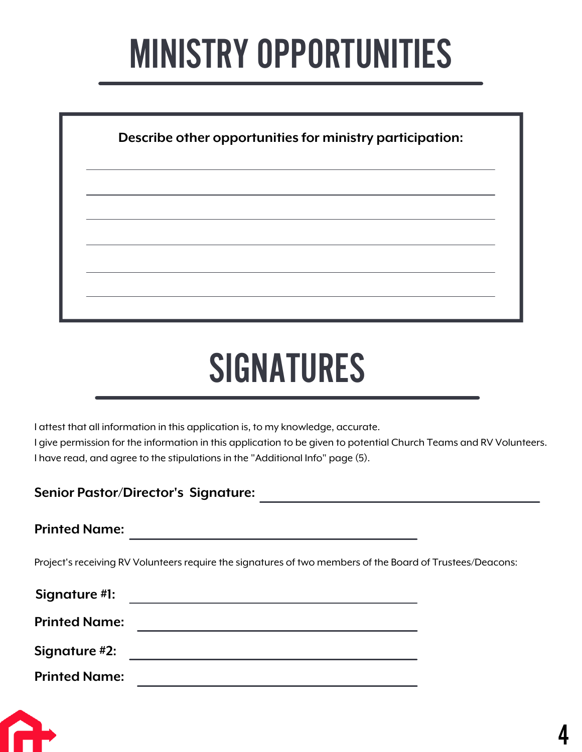# MINISTRY OPPORTUNITIES

**Describe other opportunities for ministry participation:**

______________________________________________

______________________________________________

______________________________________________

______________________________________________

______________________________________________

______________________________________________

# SIGNATURES

I attest that all information in this application is, to my knowledge, accurate.
I give permission for the information in this application to be given to potential Church Teams and RV Volunteers.
I have read, and agree to the stipulations in the "Additional Info" page (5).

**Senior Pastor/Director's Signature:** ______________________________

**Printed Name:** ______________________________

Project's receiving RV Volunteers require the signatures of two members of the Board of Trustees/Deacons:

**Signature #1:** ______________________________

**Printed Name:** ______________________________

**Signature #2:** ______________________________

**Printed Name:** ______________________________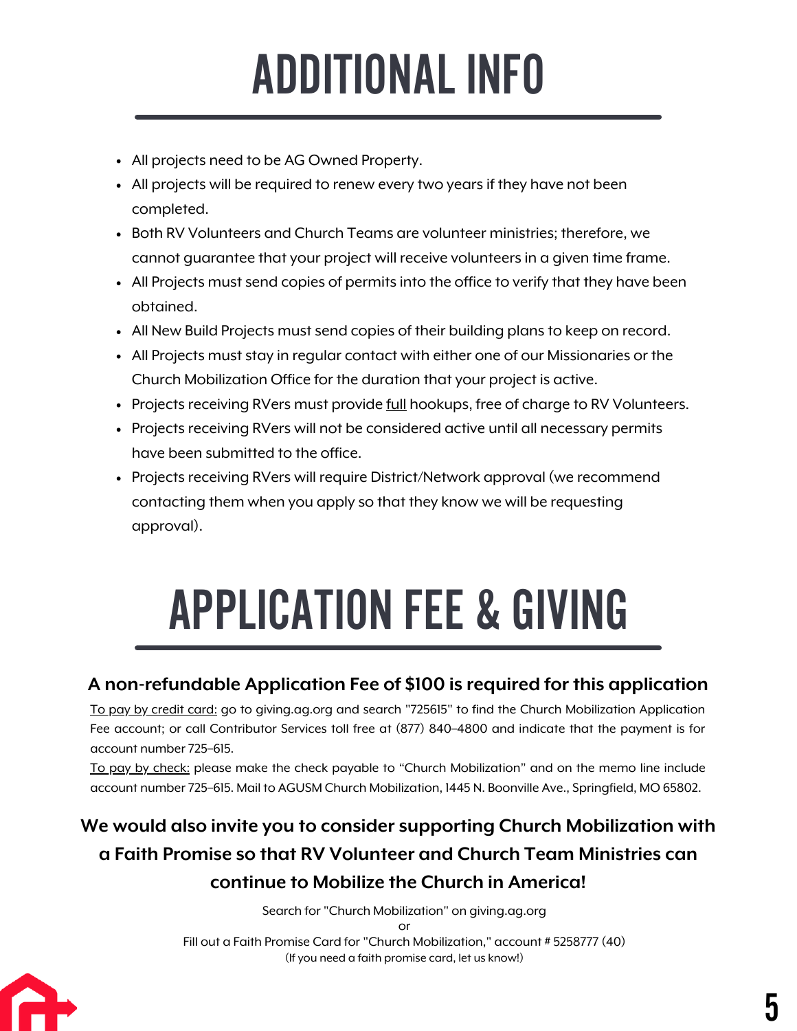# ADDITIONAL INFO

- All projects need to be AG Owned Property.
- All projects will be required to renew every two years if they have not been completed.
- Both RV Volunteers and Church Teams are volunteer ministries; therefore, we cannot guarantee that your project will receive volunteers in a given time frame.
- All Projects must send copies of permits into the office to verify that they have been obtained.
- All New Build Projects must send copies of their building plans to keep on record.
- All Projects must stay in regular contact with either one of our Missionaries or the Church Mobilization Office for the duration that your project is active.
- Projects receiving RVers must provide <u>full</u> hookups, free of charge to RV Volunteers.
- Projects receiving RVers will not be considered active until all necessary permits have been submitted to the office.
- Projects receiving RVers will require District/Network approval (we recommend contacting them when you apply so that they know we will be requesting approval).

# APPLICATION FEE & GIVING

### A non-refundable Application Fee of $100 is required for this application

<u>To pay by credit card:</u> go to giving.ag.org and search "725615" to find the Church Mobilization Application Fee account; or call Contributor Services toll free at (877) 840-4800 and indicate that the payment is for account number 725-615.

<u>To pay by check:</u> please make the check payable to "Church Mobilization" and on the memo line include account number 725-615. Mail to AGUSM Church Mobilization, 1445 N. Boonville Ave., Springfield, MO 65802.

### We would also invite you to consider supporting Church Mobilization with a Faith Promise so that RV Volunteer and Church Team Ministries can continue to Mobilize the Church in America!

Search for "Church Mobilization" on giving.ag.org

or

Fill out a Faith Promise Card for "Church Mobilization," account # 5258777 (40)

(If you need a faith promise card, let us know!)